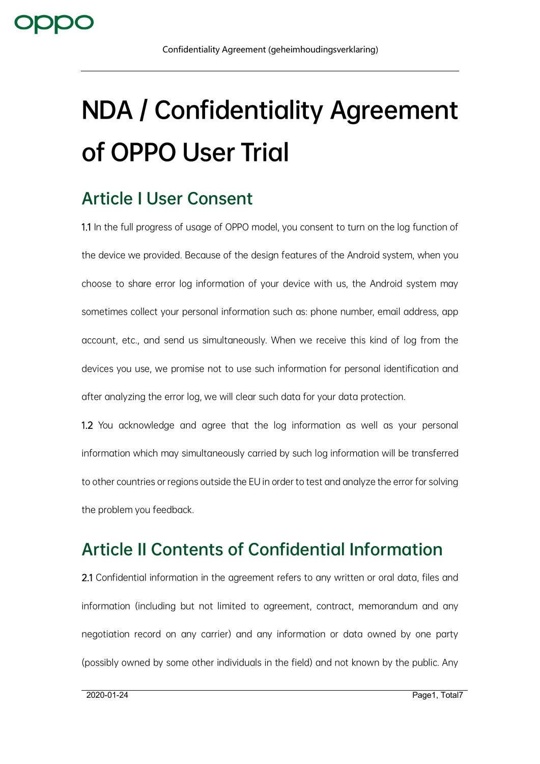# NDA / Confidentiality Agreement of OPPO User Trial

## Article I User Consent

**1.1** In the full progress of usage of OPPO model, you consent to turn on the log function of the device we provided. Because of the design features of the Android system, when you choose to share error log information of your device with us, the Android system may sometimes collect your personal information such as: phone number, email address, app account, etc., and send us simultaneously. When we receive this kind of log from the devices you use, we promise not to use such information for personal identification and after analyzing the error log, we will clear such data for your data protection.

**1.2** You acknowledge and agree that the log information as well as your personal information which may simultaneously carried by such log information will be transferred to other countries or regions outside the EU in order to test and analyze the error for solving the problem you feedback.

## Article II Contents of Confidential Information

**2.1** Confidential information in the agreement refers to any written or oral data, files and information (including but not limited to agreement, contract, memorandum and any negotiation record on any carrier) and any information or data owned by one party (possibly owned by some other individuals in the field) and not known by the public. Any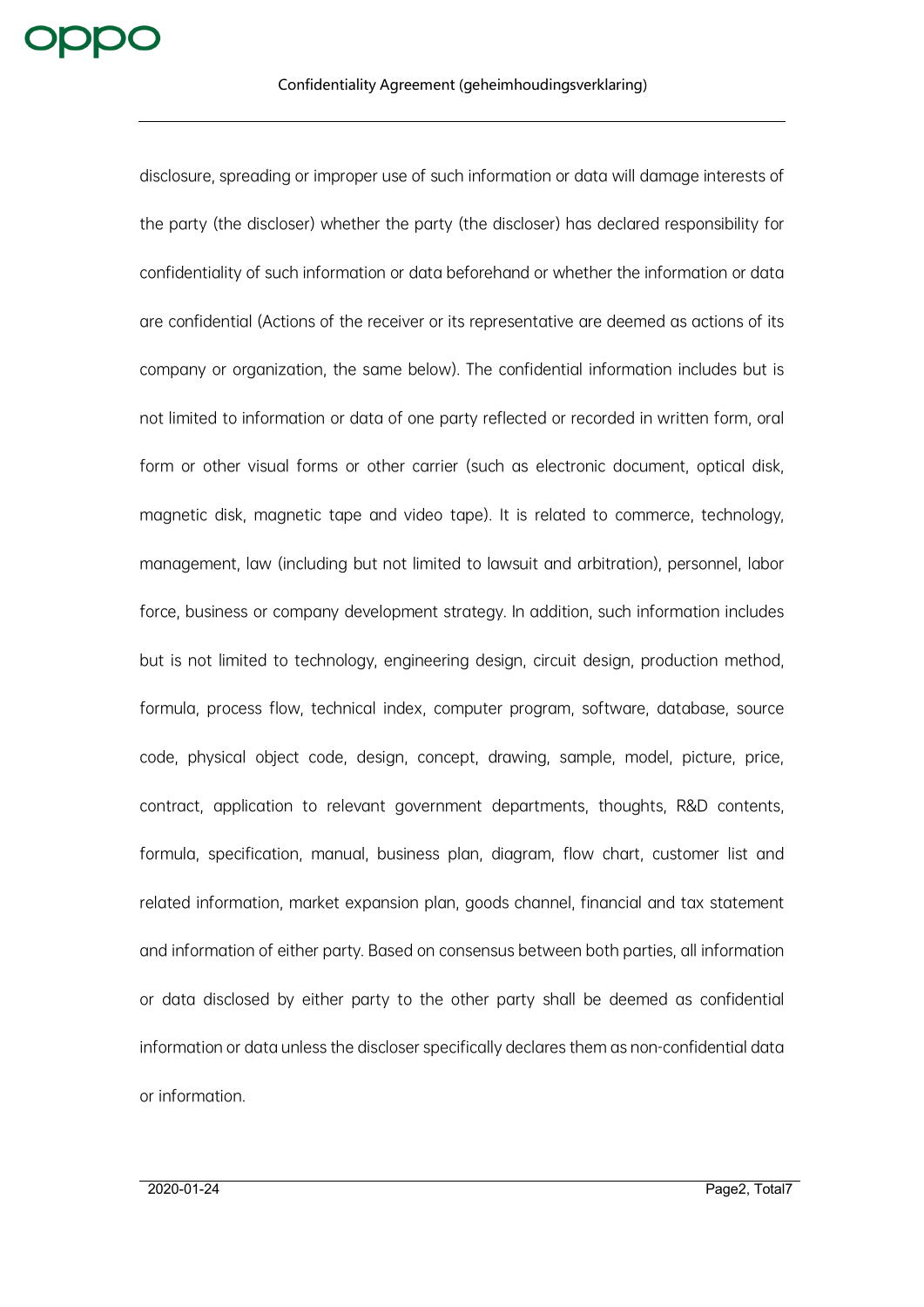disclosure, spreading or improper use of such information or data will damage interests of the party (the discloser) whether the party (the discloser) has declared responsibility for confidentiality of such information or data beforehand or whether the information or data are confidential (Actions of the receiver or its representative are deemed as actions of its company or organization, the same below). The confidential information includes but is not limited to information or data of one party reflected or recorded in written form, oral form or other visual forms or other carrier (such as electronic document, optical disk, magnetic disk, magnetic tape and video tape). It is related to commerce, technology, management, law (including but not limited to lawsuit and arbitration), personnel, labor force, business or company development strategy. In addition, such information includes but is not limited to technology, engineering design, circuit design, production method, formula, process flow, technical index, computer program, software, database, source code, physical object code, design, concept, drawing, sample, model, picture, price, contract, application to relevant government departments, thoughts, R&D contents, formula, specification, manual, business plan, diagram, flow chart, customer list and related information, market expansion plan, goods channel, financial and tax statement and information of either party. Based on consensus between both parties, all information or data disclosed by either party to the other party shall be deemed as confidential information or data unless the discloser specifically declares them as non-confidential data or information.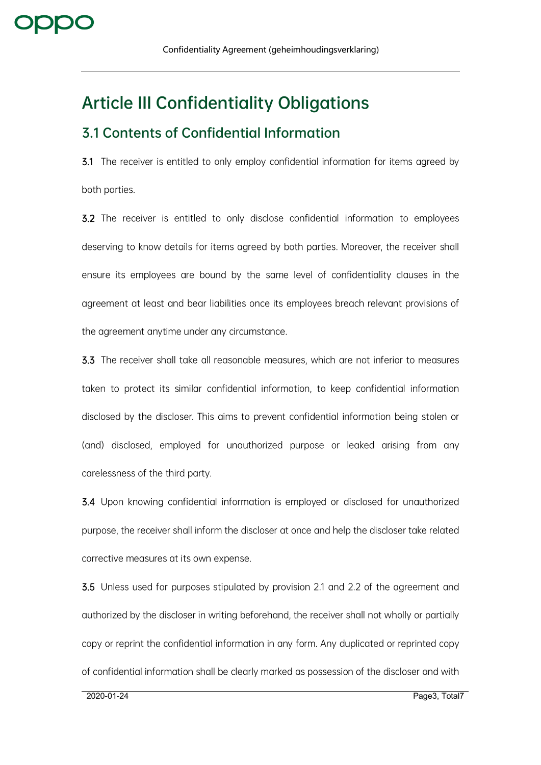# Article III Confidentiality Obligations

## 3.1 Contents of Confidential Information

**3.1** The receiver is entitled to only employ confidential information for items agreed by both parties.

**3.2** The receiver is entitled to only disclose confidential information to employees deserving to know details for items agreed by both parties. Moreover, the receiver shall ensure its employees are bound by the same level of confidentiality clauses in the agreement at least and bear liabilities once its employees breach relevant provisions of the agreement anytime under any circumstance.

**3.3** The receiver shall take all reasonable measures, which are not inferior to measures taken to protect its similar confidential information, to keep confidential information disclosed by the discloser. This aims to prevent confidential information being stolen or (and) disclosed, employed for unauthorized purpose or leaked arising from any carelessness of the third party.

**3.4** Upon knowing confidential information is employed or disclosed for unauthorized purpose, the receiver shall inform the discloser at once and help the discloser take related corrective measures at its own expense.

**3.5** Unless used for purposes stipulated by provision 2.1 and 2.2 of the agreement and authorized by the discloser in writing beforehand, the receiver shall not wholly or partially copy or reprint the confidential information in any form. Any duplicated or reprinted copy of confidential information shall be clearly marked as possession of the discloser and with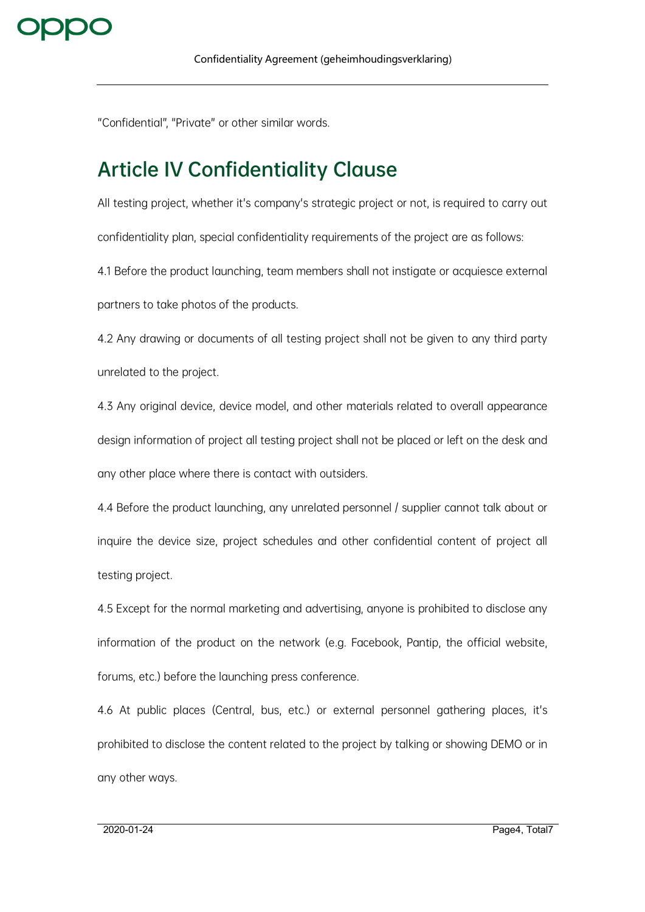"Confidential", "Private" or other similar words.

## Article IV Confidentiality Clause

All testing project, whether it's company's strategic project or not, is required to carry out confidentiality plan, special confidentiality requirements of the project are as follows:

4.1 Before the product launching, team members shall not instigate or acquiesce external partners to take photos of the products.

4.2 Any drawing or documents of all testing project shall not be given to any third party unrelated to the project.

4.3 Any original device, device model, and other materials related to overall appearance design information of project all testing project shall not be placed or left on the desk and any other place where there is contact with outsiders.

4.4 Before the product launching, any unrelated personnel / supplier cannot talk about or inquire the device size, project schedules and other confidential content of project all testing project.

4.5 Except for the normal marketing and advertising, anyone is prohibited to disclose any information of the product on the network (e.g. Facebook, Pantip, the official website, forums, etc.) before the launching press conference.

4.6 At public places (Central, bus, etc.) or external personnel gathering places, it's prohibited to disclose the content related to the project by talking or showing DEMO or in any other ways.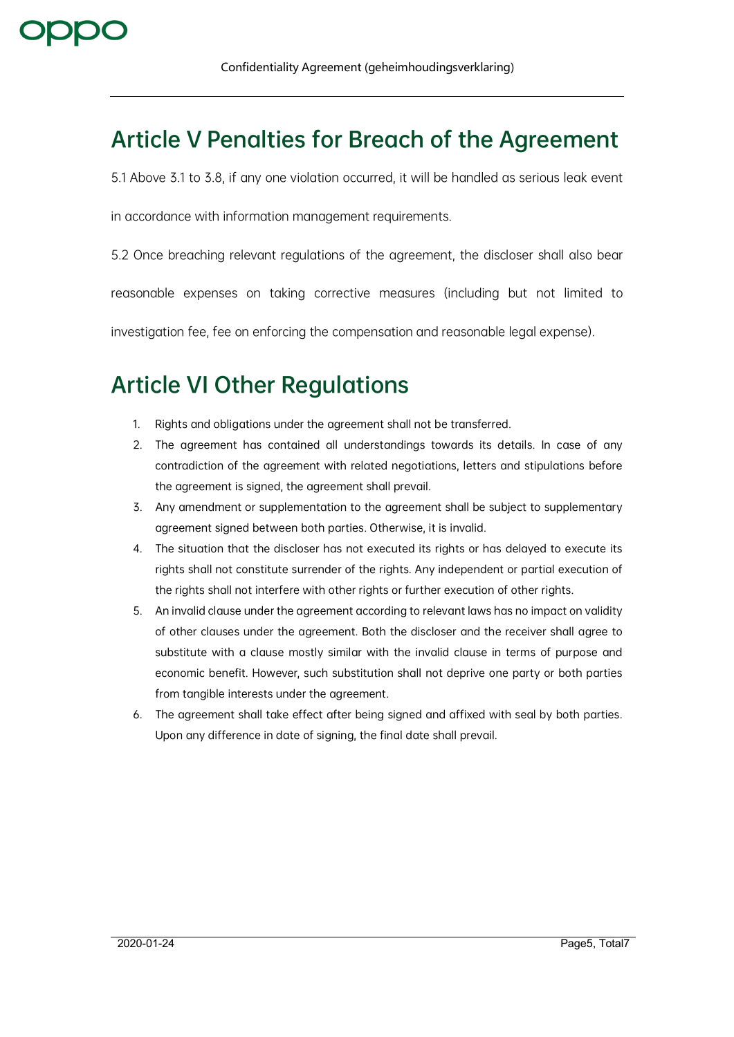## Article V Penalties for Breach of the Agreement

5.1 Above 3.1 to 3.8, if any one violation occurred, it will be handled as serious leak event in accordance with information management requirements.

5.2 Once breaching relevant regulations of the agreement, the discloser shall also bear reasonable expenses on taking corrective measures (including but not limited to investigation fee, fee on enforcing the compensation and reasonable legal expense).

## Article VI Other Regulations

1. Rights and obligations under the agreement shall not be transferred.
2. The agreement has contained all understandings towards its details. In case of any contradiction of the agreement with related negotiations, letters and stipulations before the agreement is signed, the agreement shall prevail.
3. Any amendment or supplementation to the agreement shall be subject to supplementary agreement signed between both parties. Otherwise, it is invalid.
4. The situation that the discloser has not executed its rights or has delayed to execute its rights shall not constitute surrender of the rights. Any independent or partial execution of the rights shall not interfere with other rights or further execution of other rights.
5. An invalid clause under the agreement according to relevant laws has no impact on validity of other clauses under the agreement. Both the discloser and the receiver shall agree to substitute with a clause mostly similar with the invalid clause in terms of purpose and economic benefit. However, such substitution shall not deprive one party or both parties from tangible interests under the agreement.
6. The agreement shall take effect after being signed and affixed with seal by both parties. Upon any difference in date of signing, the final date shall prevail.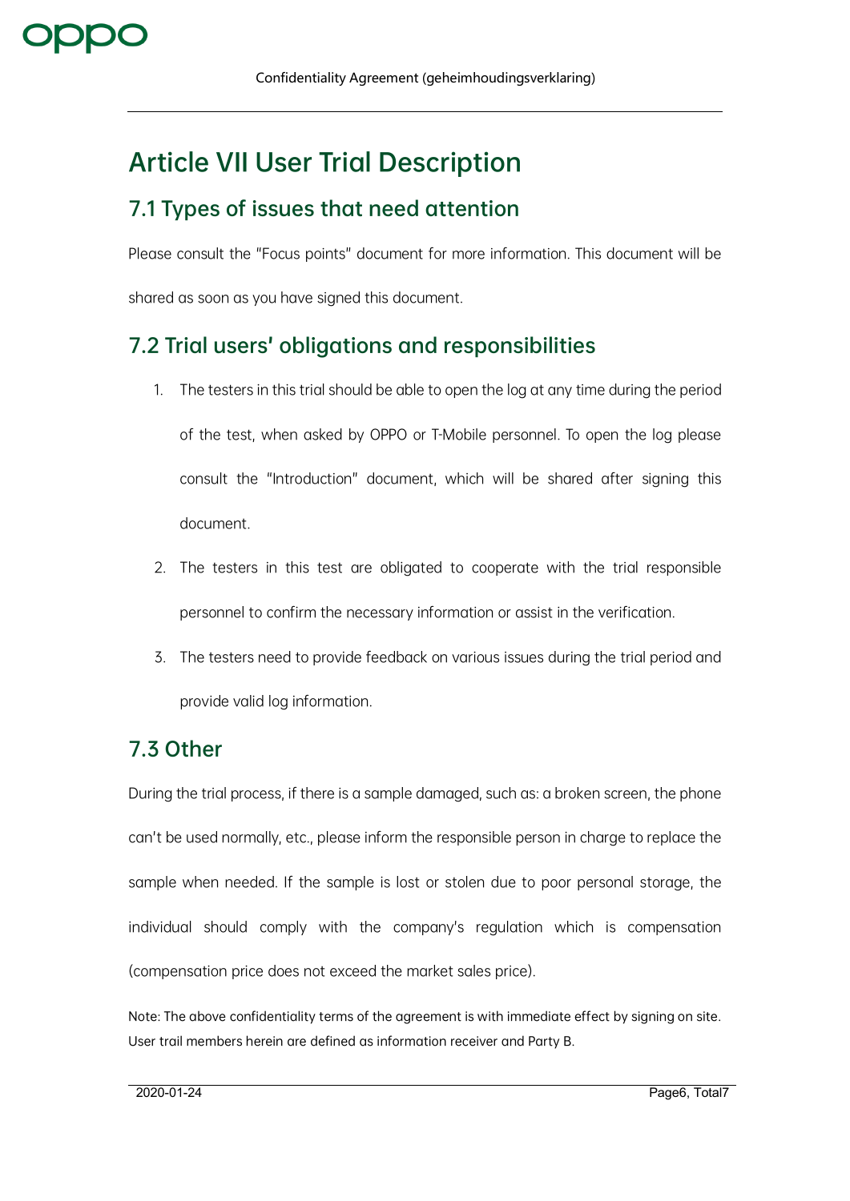# Article VII User Trial Description

## 7.1 Types of issues that need attention

Please consult the "Focus points" document for more information. This document will be shared as soon as you have signed this document.

## 7.2 Trial users' obligations and responsibilities

1. The testers in this trial should be able to open the log at any time during the period of the test, when asked by OPPO or T-Mobile personnel. To open the log please consult the "Introduction" document, which will be shared after signing this document.
2. The testers in this test are obligated to cooperate with the trial responsible personnel to confirm the necessary information or assist in the verification.
3. The testers need to provide feedback on various issues during the trial period and provide valid log information.

## 7.3 Other

During the trial process, if there is a sample damaged, such as: a broken screen, the phone can't be used normally, etc., please inform the responsible person in charge to replace the sample when needed. If the sample is lost or stolen due to poor personal storage, the individual should comply with the company's regulation which is compensation (compensation price does not exceed the market sales price).

Note: The above confidentiality terms of the agreement is with immediate effect by signing on site. User trail members herein are defined as information receiver and Party B.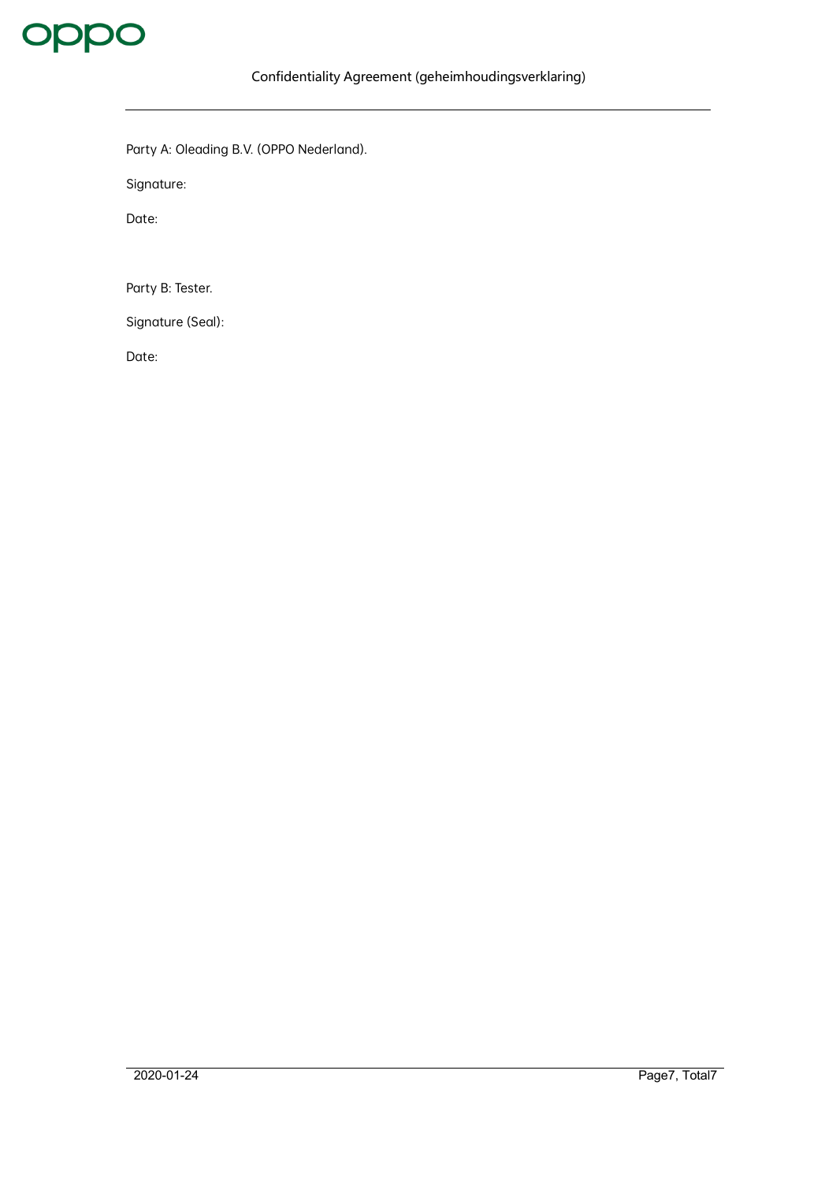Party A: Oleading B.V. (OPPO Nederland).

Signature:

Date:

Party B: Tester.

Signature (Seal):

Date: